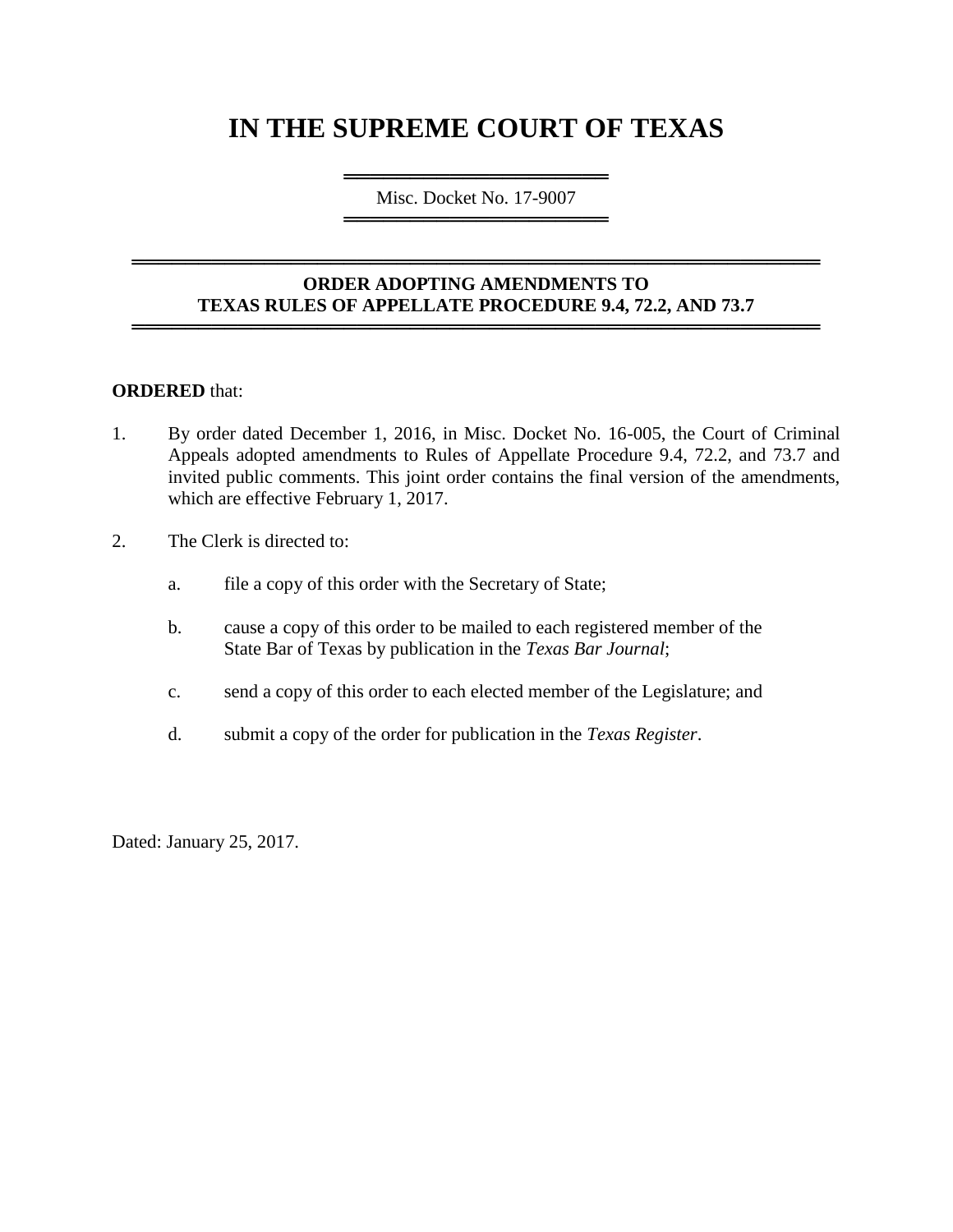# IN THE SUPREME COURT OF TEXAS

Misc. Docket No. 17-9007

**ORDER ADOPTING AMENDMENTS TO TEXAS RULES OF APPELLATE PROCEDURE 9.4, 72.2, AND 73.7**

**ORDERED** that:

1. By order dated December 1, 2016, in Misc. Docket No. 16-005, the Court of Criminal Appeals adopted amendments to Rules of Appellate Procedure 9.4, 72.2, and 73.7 and invited public comments. This joint order contains the final version of the amendments, which are effective February 1, 2017.

2. The Clerk is directed to:

   a. file a copy of this order with the Secretary of State;

   b. cause a copy of this order to be mailed to each registered member of the State Bar of Texas by publication in the *Texas Bar Journal*;

   c. send a copy of this order to each elected member of the Legislature; and

   d. submit a copy of the order for publication in the *Texas Register*.

Dated: January 25, 2017.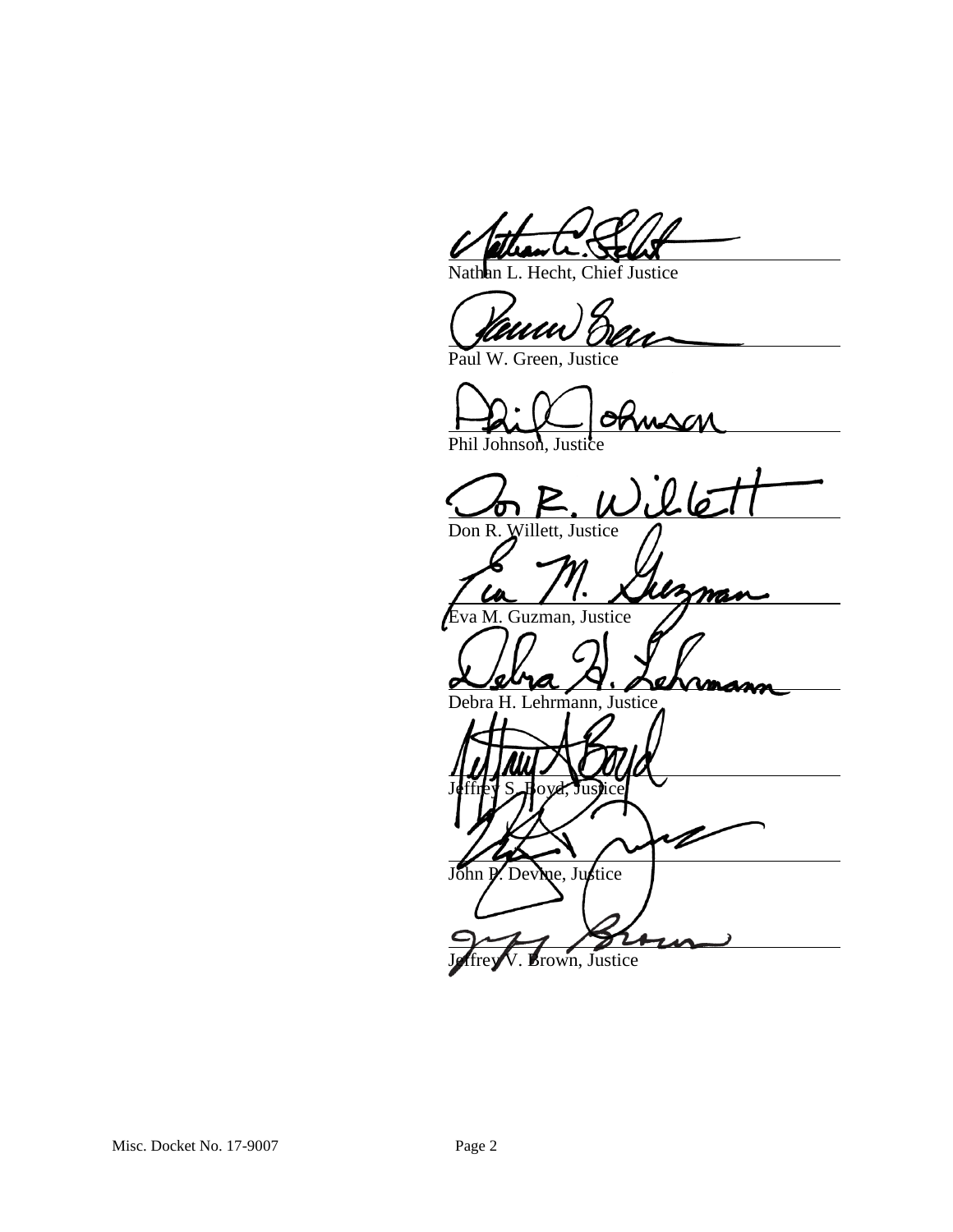Nathan L. Hecht, Chief Justice

Paul W. Green, Justice

Phil Johnson, Justice

Don R. Willett, Justice

Eva M. Guzman, Justice

Debra H. Lehrmann, Justice

Jeffrey S. Boyd, Justice

John P. Devine, Justice

Jeffrey V. Brown, Justice

Misc. Docket No. 17-9007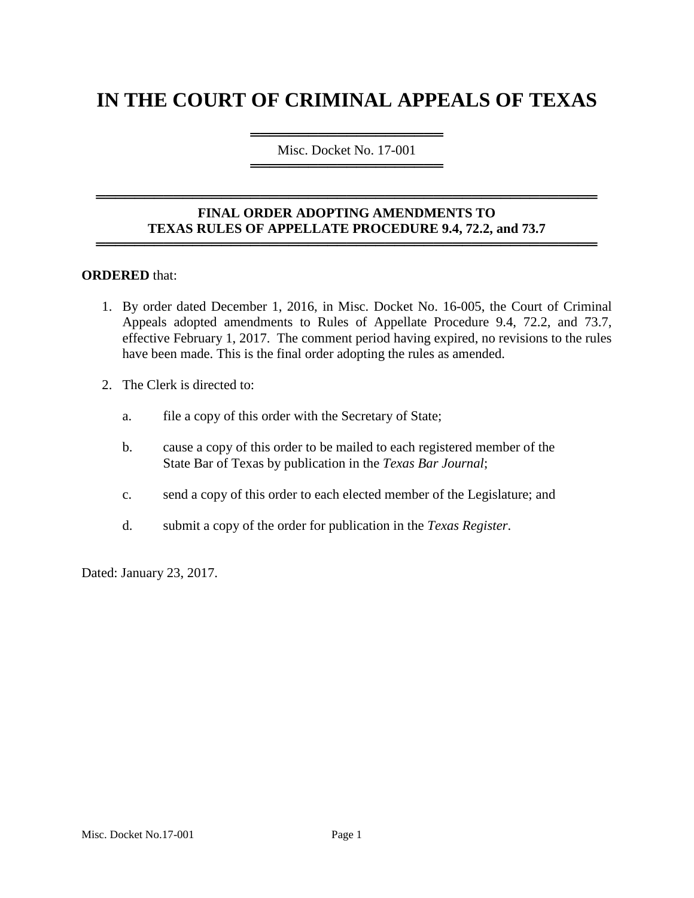# IN THE COURT OF CRIMINAL APPEALS OF TEXAS

Misc. Docket No. 17-001

## FINAL ORDER ADOPTING AMENDMENTS TO TEXAS RULES OF APPELLATE PROCEDURE 9.4, 72.2, and 73.7

**ORDERED** that:

1. By order dated December 1, 2016, in Misc. Docket No. 16-005, the Court of Criminal Appeals adopted amendments to Rules of Appellate Procedure 9.4, 72.2, and 73.7, effective February 1, 2017. The comment period having expired, no revisions to the rules have been made. This is the final order adopting the rules as amended.

2. The Clerk is directed to:

   a. file a copy of this order with the Secretary of State;

   b. cause a copy of this order to be mailed to each registered member of the State Bar of Texas by publication in the *Texas Bar Journal*;

   c. send a copy of this order to each elected member of the Legislature; and

   d. submit a copy of the order for publication in the *Texas Register*.

Dated: January 23, 2017.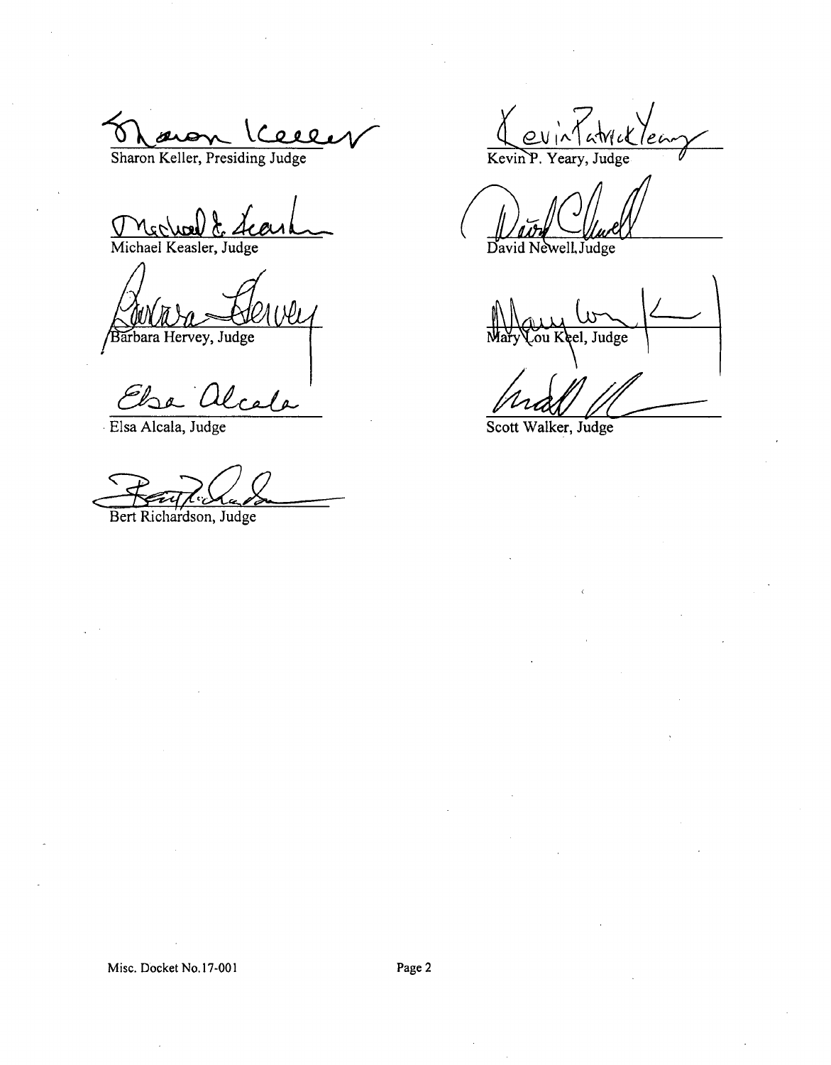Sharon Keller, Presiding Judge

Michael Keasler, Judge

Barbara Hervey, Judge

Elsa Alcala, Judge

Bert Richardson, Judge

Kevin P. Yeary, Judge

David Newell, Judge

Mary Lou Keel, Judge

Scott Walker, Judge

Misc. Docket No. 17-001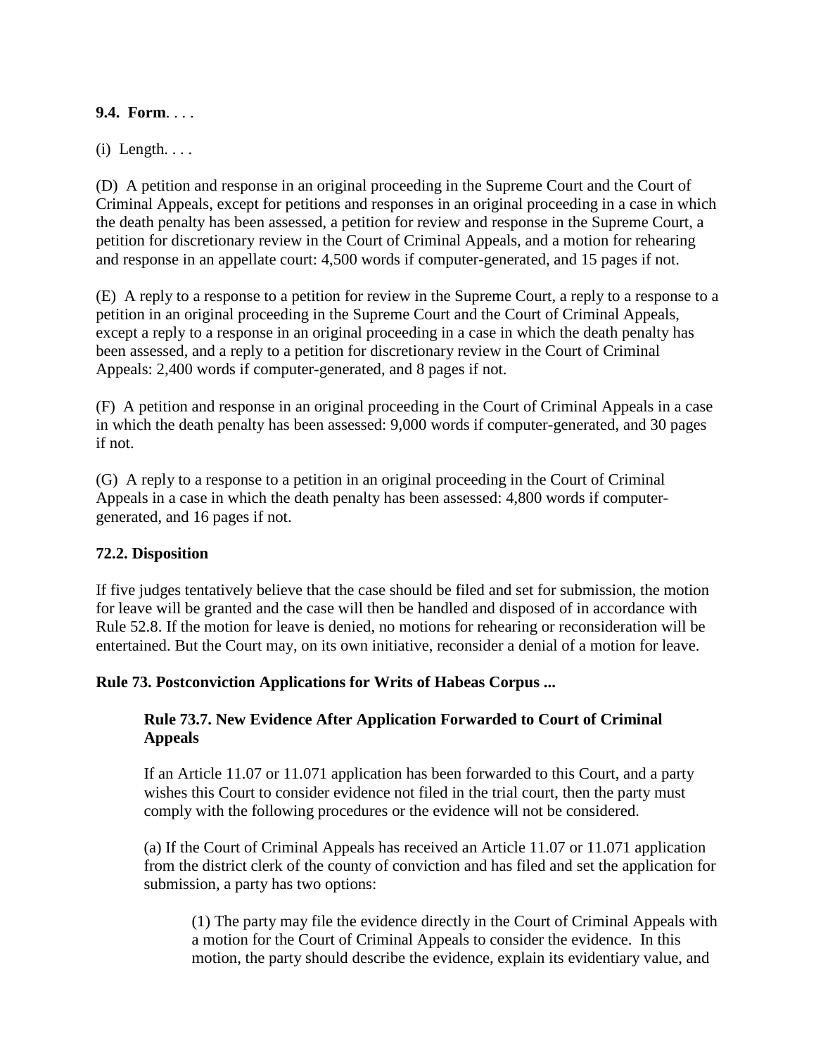**9.4. Form**. . . .

(i) Length. . . .

(D) A petition and response in an original proceeding in the Supreme Court and the Court of Criminal Appeals, except for petitions and responses in an original proceeding in a case in which the death penalty has been assessed, a petition for review and response in the Supreme Court, a petition for discretionary review in the Court of Criminal Appeals, and a motion for rehearing and response in an appellate court: 4,500 words if computer-generated, and 15 pages if not.

(E) A reply to a response to a petition for review in the Supreme Court, a reply to a response to a petition in an original proceeding in the Supreme Court and the Court of Criminal Appeals, except a reply to a response in an original proceeding in a case in which the death penalty has been assessed, and a reply to a petition for discretionary review in the Court of Criminal Appeals: 2,400 words if computer-generated, and 8 pages if not.

(F) A petition and response in an original proceeding in the Court of Criminal Appeals in a case in which the death penalty has been assessed: 9,000 words if computer-generated, and 30 pages if not.

(G) A reply to a response to a petition in an original proceeding in the Court of Criminal Appeals in a case in which the death penalty has been assessed: 4,800 words if computer-generated, and 16 pages if not.

**72.2. Disposition**

If five judges tentatively believe that the case should be filed and set for submission, the motion for leave will be granted and the case will then be handled and disposed of in accordance with Rule 52.8. If the motion for leave is denied, no motions for rehearing or reconsideration will be entertained. But the Court may, on its own initiative, reconsider a denial of a motion for leave.

**Rule 73. Postconviction Applications for Writs of Habeas Corpus ...**

**Rule 73.7. New Evidence After Application Forwarded to Court of Criminal Appeals**

If an Article 11.07 or 11.071 application has been forwarded to this Court, and a party wishes this Court to consider evidence not filed in the trial court, then the party must comply with the following procedures or the evidence will not be considered.

(a) If the Court of Criminal Appeals has received an Article 11.07 or 11.071 application from the district clerk of the county of conviction and has filed and set the application for submission, a party has two options:

(1) The party may file the evidence directly in the Court of Criminal Appeals with a motion for the Court of Criminal Appeals to consider the evidence. In this motion, the party should describe the evidence, explain its evidentiary value, and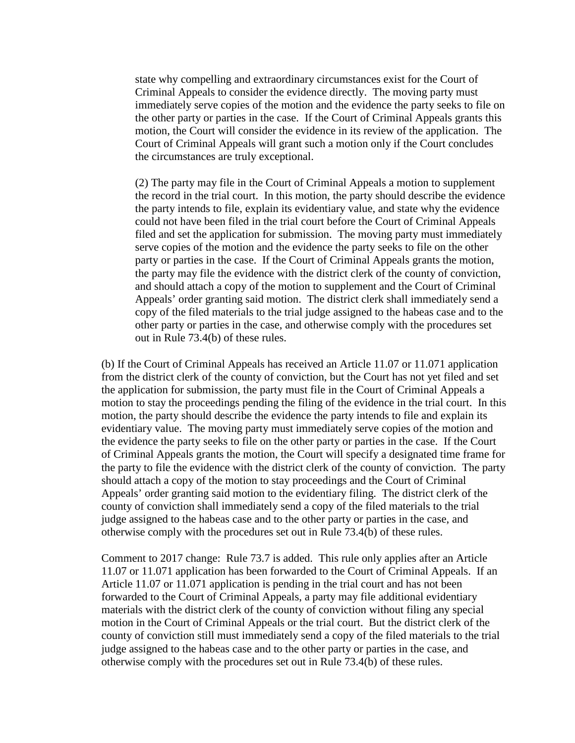state why compelling and extraordinary circumstances exist for the Court of Criminal Appeals to consider the evidence directly. The moving party must immediately serve copies of the motion and the evidence the party seeks to file on the other party or parties in the case. If the Court of Criminal Appeals grants this motion, the Court will consider the evidence in its review of the application. The Court of Criminal Appeals will grant such a motion only if the Court concludes the circumstances are truly exceptional.

(2) The party may file in the Court of Criminal Appeals a motion to supplement the record in the trial court. In this motion, the party should describe the evidence the party intends to file, explain its evidentiary value, and state why the evidence could not have been filed in the trial court before the Court of Criminal Appeals filed and set the application for submission. The moving party must immediately serve copies of the motion and the evidence the party seeks to file on the other party or parties in the case. If the Court of Criminal Appeals grants the motion, the party may file the evidence with the district clerk of the county of conviction, and should attach a copy of the motion to supplement and the Court of Criminal Appeals' order granting said motion. The district clerk shall immediately send a copy of the filed materials to the trial judge assigned to the habeas case and to the other party or parties in the case, and otherwise comply with the procedures set out in Rule 73.4(b) of these rules.

(b) If the Court of Criminal Appeals has received an Article 11.07 or 11.071 application from the district clerk of the county of conviction, but the Court has not yet filed and set the application for submission, the party must file in the Court of Criminal Appeals a motion to stay the proceedings pending the filing of the evidence in the trial court. In this motion, the party should describe the evidence the party intends to file and explain its evidentiary value. The moving party must immediately serve copies of the motion and the evidence the party seeks to file on the other party or parties in the case. If the Court of Criminal Appeals grants the motion, the Court will specify a designated time frame for the party to file the evidence with the district clerk of the county of conviction. The party should attach a copy of the motion to stay proceedings and the Court of Criminal Appeals' order granting said motion to the evidentiary filing. The district clerk of the county of conviction shall immediately send a copy of the filed materials to the trial judge assigned to the habeas case and to the other party or parties in the case, and otherwise comply with the procedures set out in Rule 73.4(b) of these rules.

Comment to 2017 change: Rule 73.7 is added. This rule only applies after an Article 11.07 or 11.071 application has been forwarded to the Court of Criminal Appeals. If an Article 11.07 or 11.071 application is pending in the trial court and has not been forwarded to the Court of Criminal Appeals, a party may file additional evidentiary materials with the district clerk of the county of conviction without filing any special motion in the Court of Criminal Appeals or the trial court. But the district clerk of the county of conviction still must immediately send a copy of the filed materials to the trial judge assigned to the habeas case and to the other party or parties in the case, and otherwise comply with the procedures set out in Rule 73.4(b) of these rules.